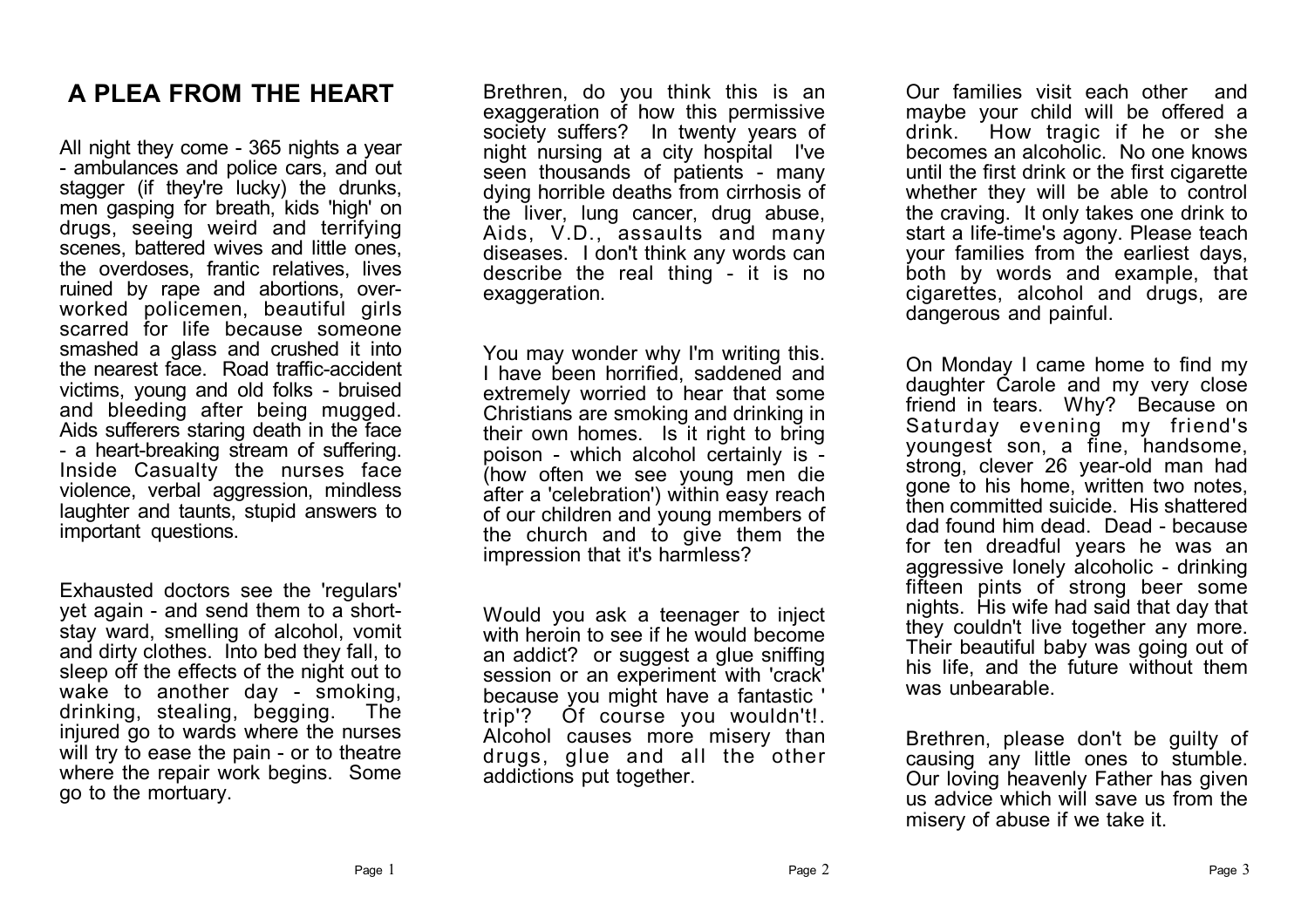# A PLEA FROM THE HEART

All night they come - 365 nights a year - ambulances and police cars, and out stagger (if they're lucky) the drunks, men gasping for breath, kids 'high' on drugs, seeing weird and terrifying scenes, battered wives and little ones, the overdoses, frantic relatives, lives ruined by rape and abortions, over-worked policemen, beautiful girls scarred for life because someone smashed a glass and crushed it into the nearest face. Road traffic-accident victims, young and old folks - bruised and bleeding after being mugged. Aids sufferers staring death in the face - a heart-breaking stream of suffering. Inside Casualty the nurses face violence, verbal aggression, mindless laughter and taunts, stupid answers to important questions.

Exhausted doctors see the 'regulars' yet again - and send them to a short-stay ward, smelling of alcohol, vomit and dirty clothes. Into bed they fall, to sleep off the effects of the night out to wake to another day - smoking, drinking, stealing, begging. The injured go to wards where the nurses will try to ease the pain - or to theatre where the repair work begins. Some go to the mortuary.

Brethren, do you think this is an exaggeration of how this permissive society suffers? In twenty years of night nursing at a city hospital I've seen thousands of patients - many dying horrible deaths from cirrhosis of the liver, lung cancer, drug abuse, Aids, V.D., assaults and many diseases. I don't think any words can describe the real thing - it is no exaggeration.

You may wonder why I'm writing this. I have been horrified, saddened and extremely worried to hear that some Christians are smoking and drinking in their own homes. Is it right to bring poison - which alcohol certainly is - (how often we see young men die after a 'celebration') within easy reach of our children and young members of the church and to give them the impression that it's harmless?

Would you ask a teenager to inject with heroin to see if he would become an addict? or suggest a glue sniffing session or an experiment with 'crack' because you might have a fantastic ' trip'? Of course you wouldn't!. Alcohol causes more misery than drugs, glue and all the other addictions put together.

Our families visit each other and maybe your child will be offered a drink. How tragic if he or she becomes an alcoholic. No one knows until the first drink or the first cigarette whether they will be able to control the craving. It only takes one drink to start a life-time's agony. Please teach your families from the earliest days, both by words and example, that cigarettes, alcohol and drugs, are dangerous and painful.

On Monday I came home to find my daughter Carole and my very close friend in tears. Why? Because on Saturday evening my friend's youngest son, a fine, handsome, strong, clever 26 year-old man had gone to his home, written two notes, then committed suicide. His shattered dad found him dead. Dead - because for ten dreadful years he was an aggressive lonely alcoholic - drinking fifteen pints of strong beer some nights. His wife had said that day that they couldn't live together any more. Their beautiful baby was going out of his life, and the future without them was unbearable.

Brethren, please don't be guilty of causing any little ones to stumble. Our loving heavenly Father has given us advice which will save us from the misery of abuse if we take it.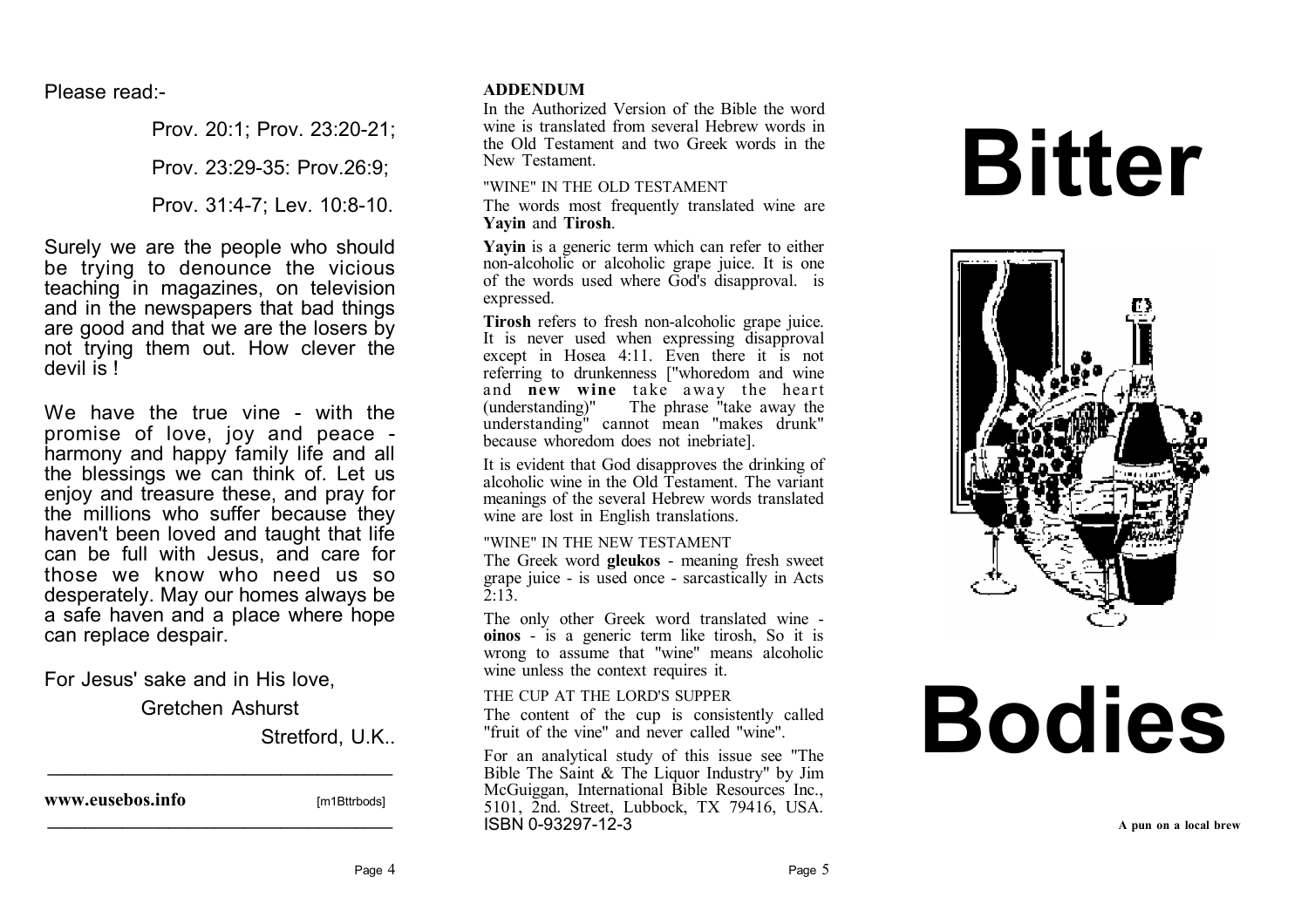Please read:-

Prov. 20:1; Prov. 23:20-21;

Prov. 23:29-35: Prov.26:9;

Prov. 31:4-7; Lev. 10:8-10.

Surely we are the people who should be trying to denounce the vicious teaching in magazines, on television and in the newspapers that bad things are good and that we are the losers by not trying them out. How clever the devil is !

We have the true vine - with the promise of love, joy and peace - harmony and happy family life and all the blessings we can think of. Let us enjoy and treasure these, and pray for the millions who suffer because they haven't been loved and taught that life can be full with Jesus, and care for those we know who need us so desperately. May our homes always be a safe haven and a place where hope can replace despair.

For Jesus' sake and in His love,

Gretchen Ashurst

Stretford, U.K..

---

**www.eusebos.info** [m1Bttrbods]

---

**ADDENDUM**

In the Authorized Version of the Bible the word wine is translated from several Hebrew words in the Old Testament and two Greek words in the New Testament.

"WINE" IN THE OLD TESTAMENT

The words most frequently translated wine are **Yayin** and **Tirosh**.

**Yayin** is a generic term which can refer to either non-alcoholic or alcoholic grape juice. It is one of the words used where God's disapproval. is expressed.

**Tirosh** refers to fresh non-alcoholic grape juice. It is never used when expressing disapproval except in Hosea 4:11. Even there it is not referring to drunkenness ["whoredom and wine and **new wine** take away the heart (understanding)" The phrase "take away the understanding" cannot mean "makes drunk" because whoredom does not inebriate].

It is evident that God disapproves the drinking of alcoholic wine in the Old Testament. The variant meanings of the several Hebrew words translated wine are lost in English translations.

"WINE" IN THE NEW TESTAMENT

The Greek word **gleukos** - meaning fresh sweet grape juice - is used once - sarcastically in Acts 2:13.

The only other Greek word translated wine - **oinos** - is a generic term like tirosh, So it is wrong to assume that "wine" means alcoholic wine unless the context requires it.

THE CUP AT THE LORD'S SUPPER

The content of the cup is consistently called "fruit of the vine" and never called "wine".

For an analytical study of this issue see "The Bible The Saint & The Liquor Industry" by Jim McGuiggan, International Bible Resources Inc., 5101, 2nd. Street, Lubbock, TX 79416, USA. ISBN 0-93297-12-3

# Bitter

# Bodies

**A pun on a local brew**